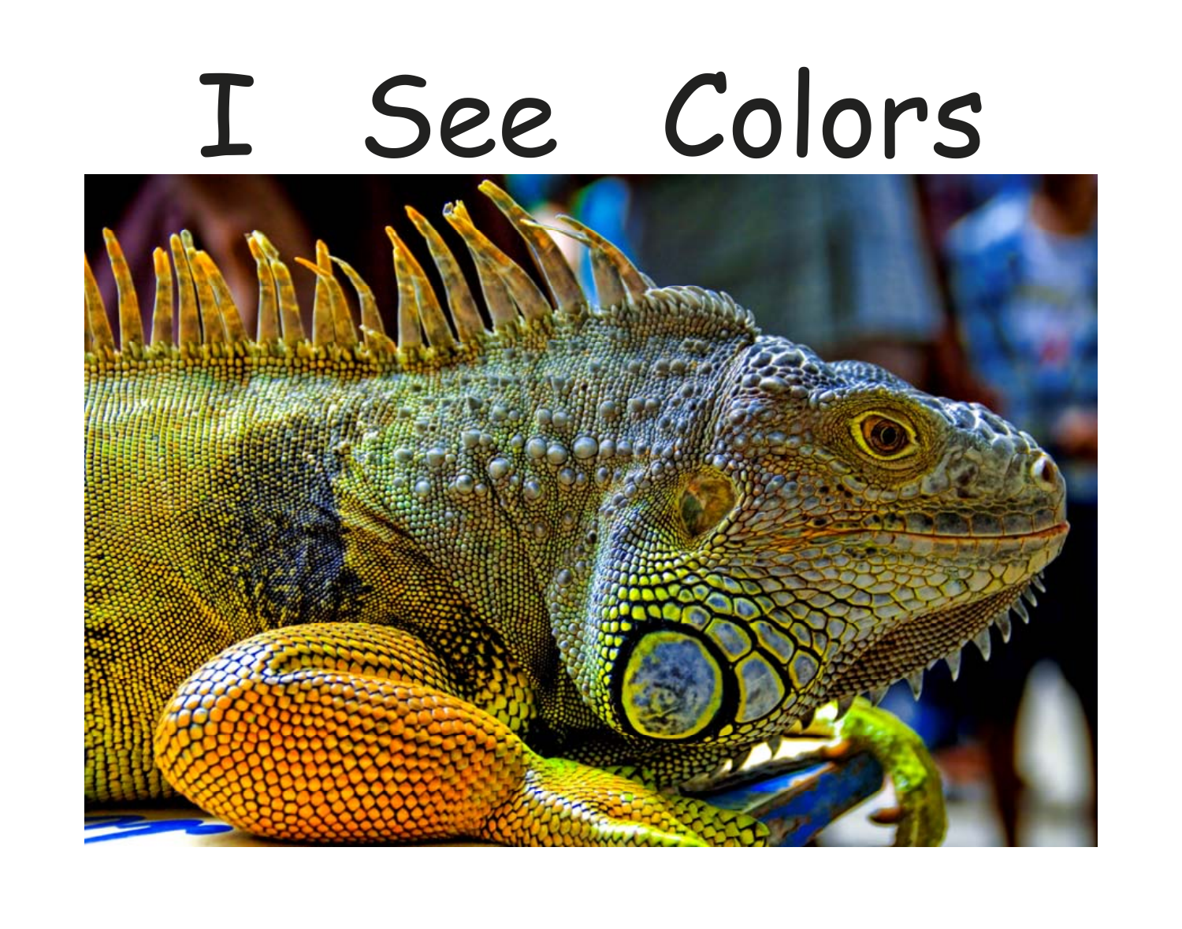# I See Colors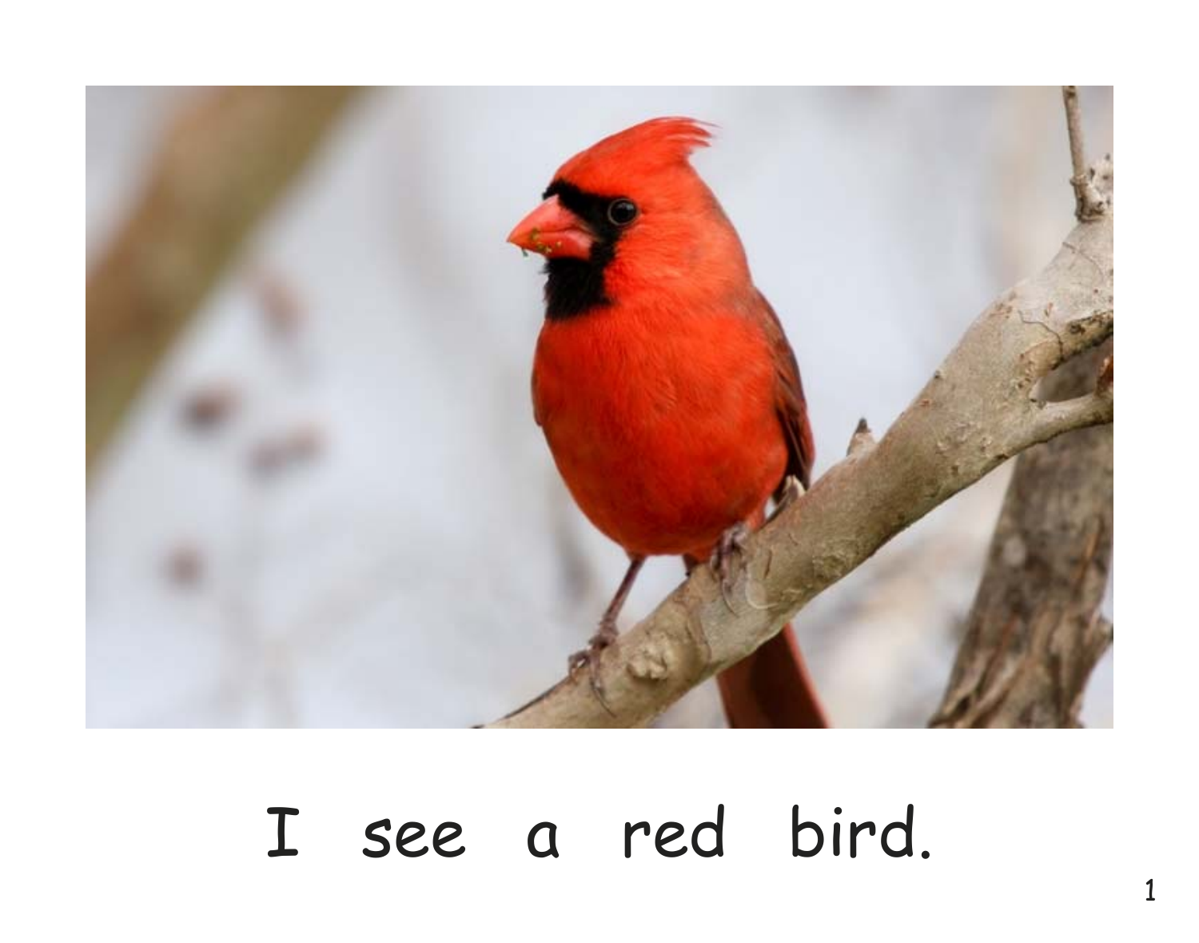I see a red bird.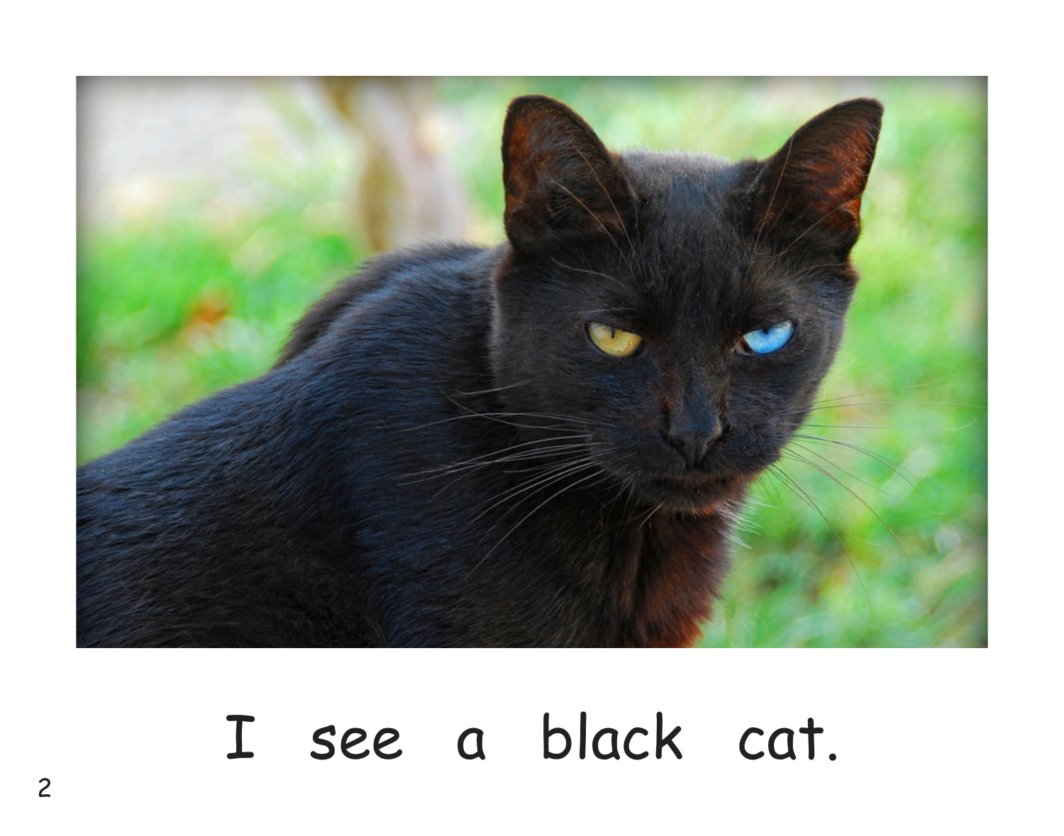I see a black cat.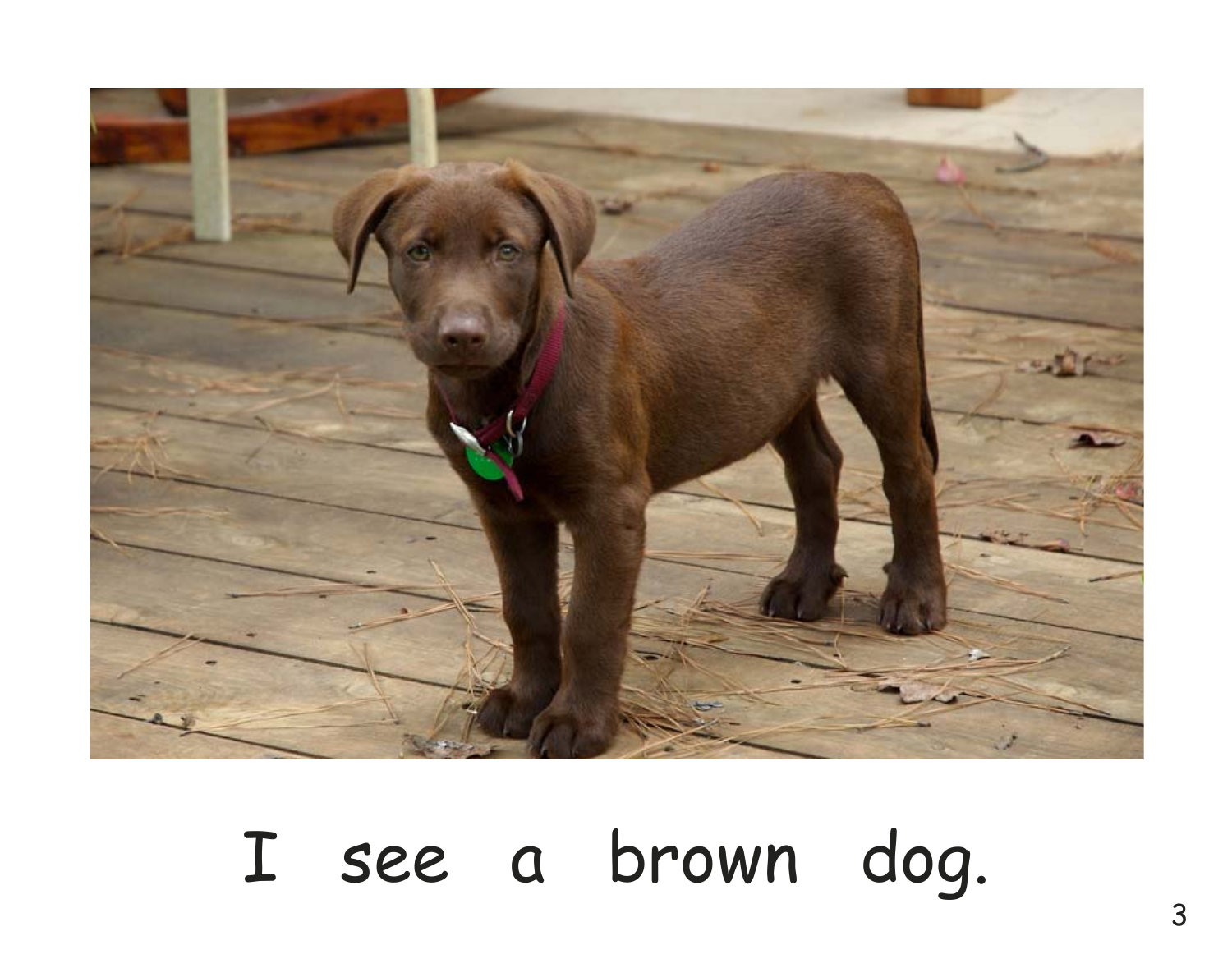I see a brown dog.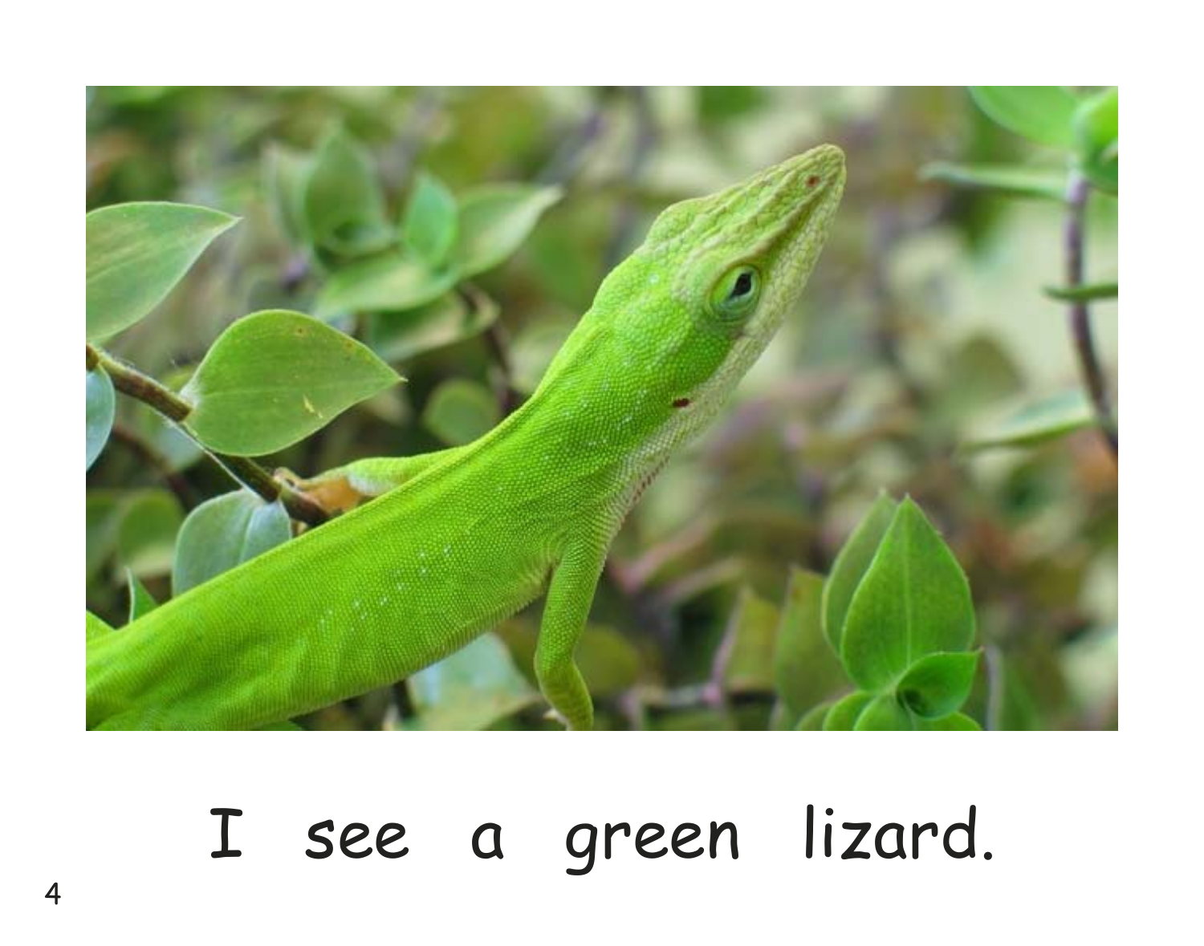I see a green lizard.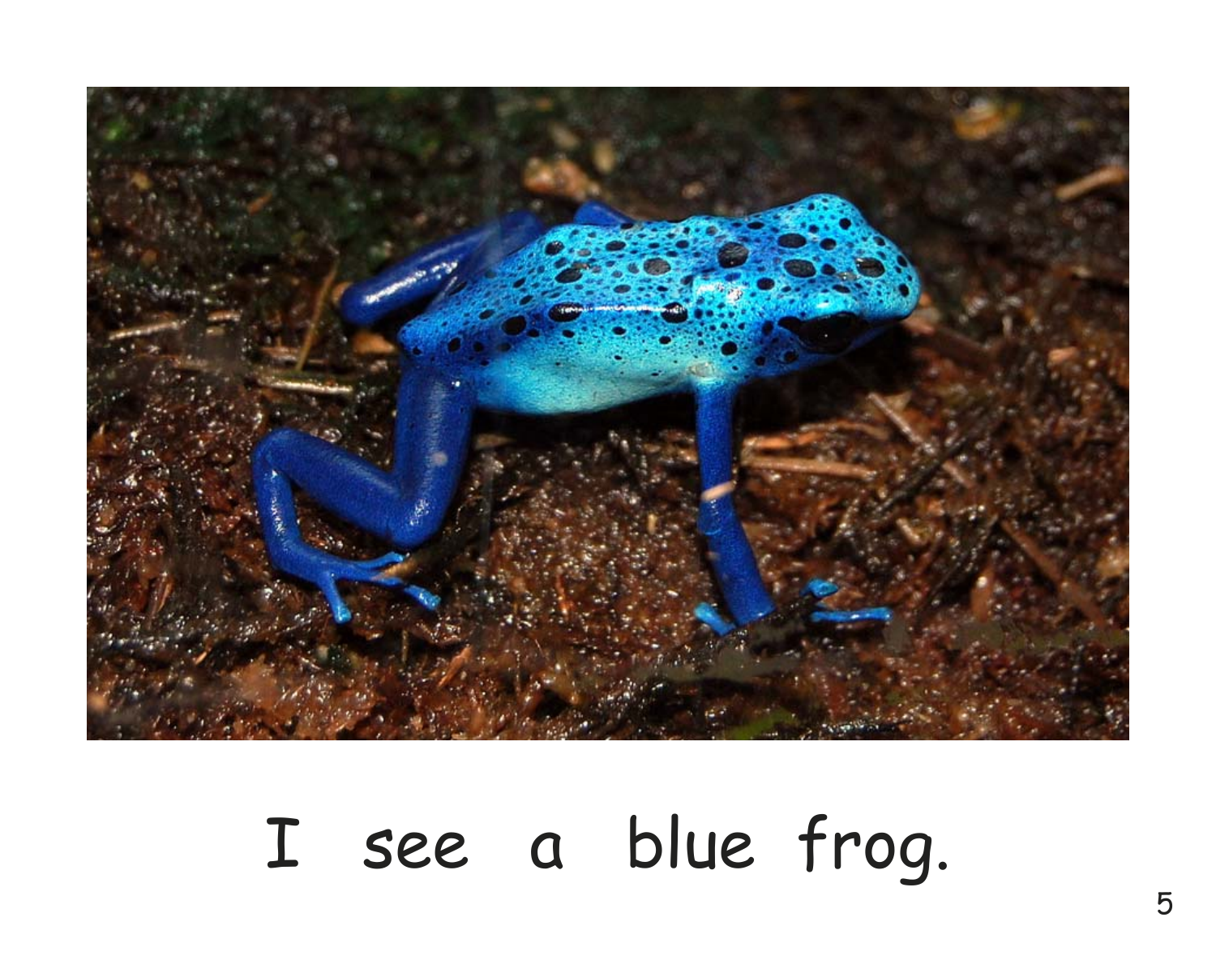I see a blue frog.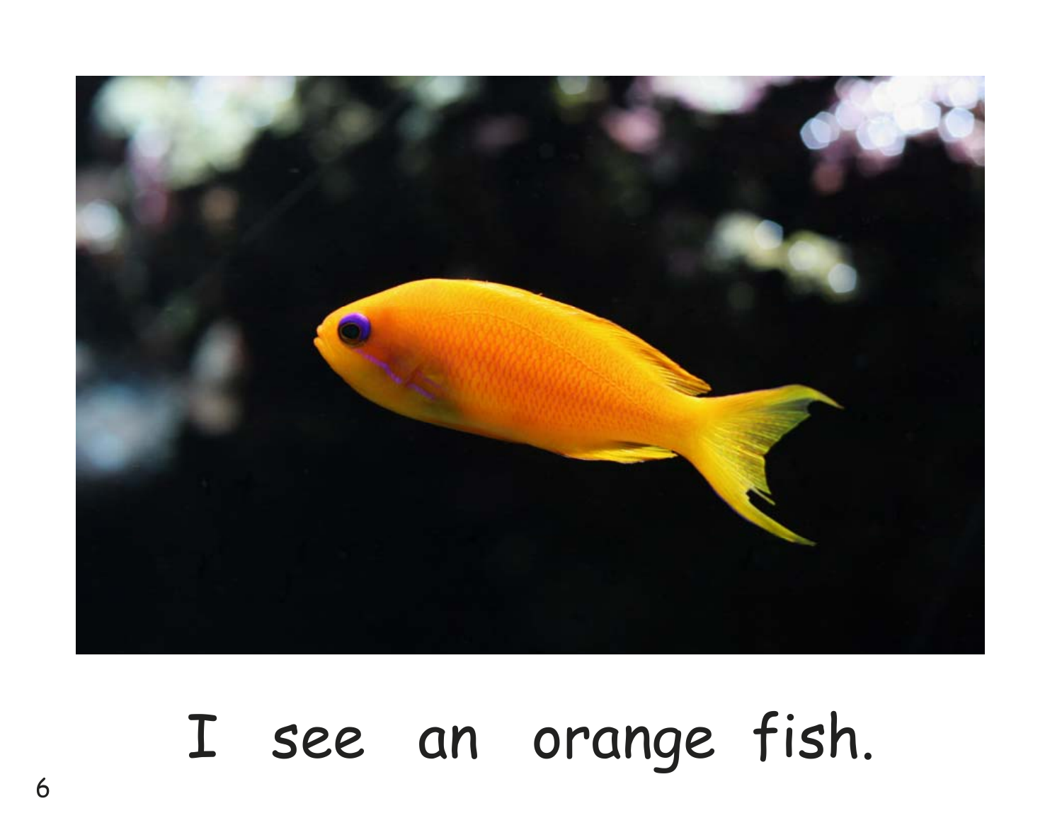I see an orange fish.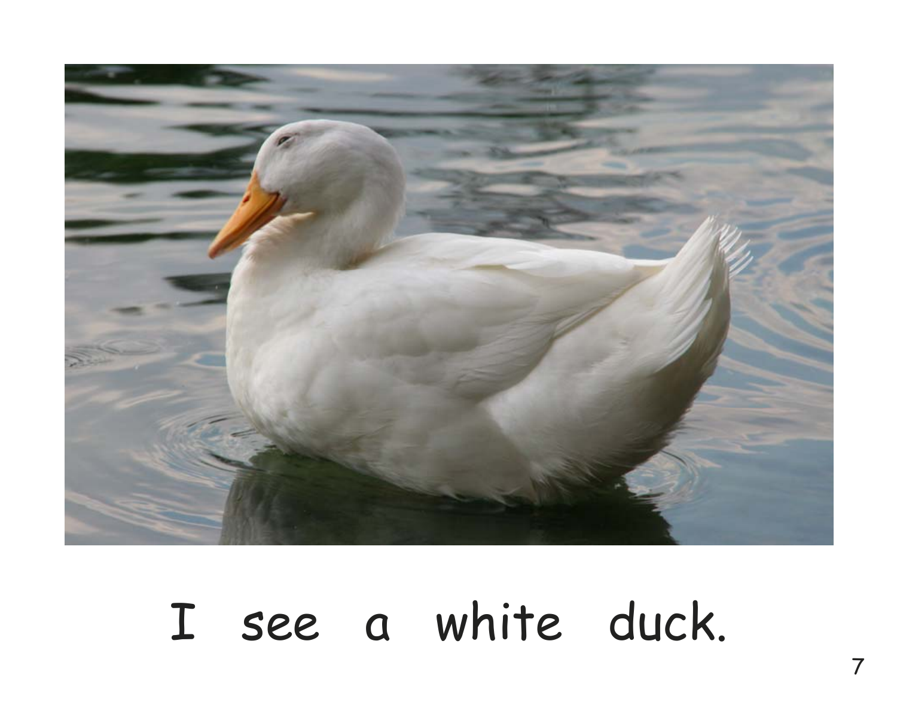I see a white duck.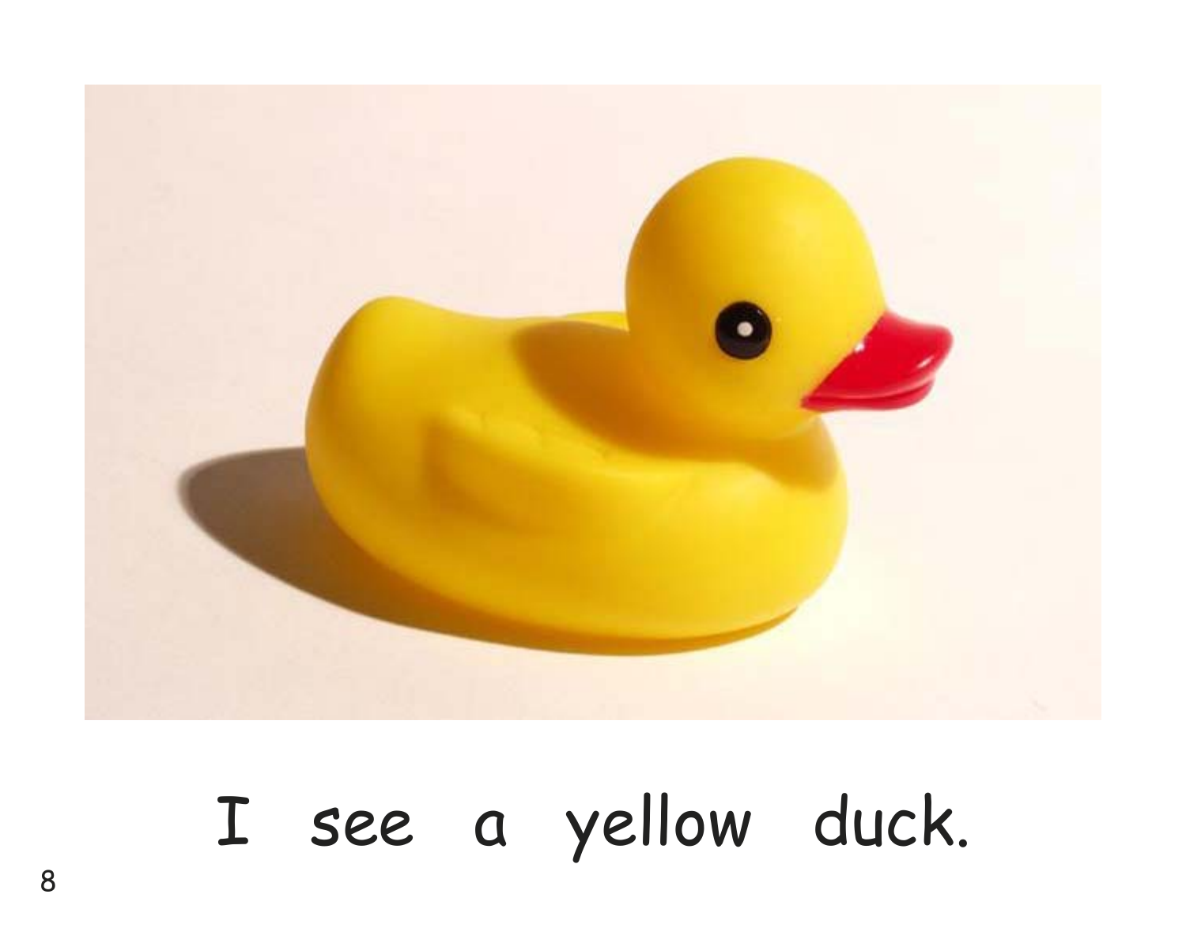I see a yellow duck.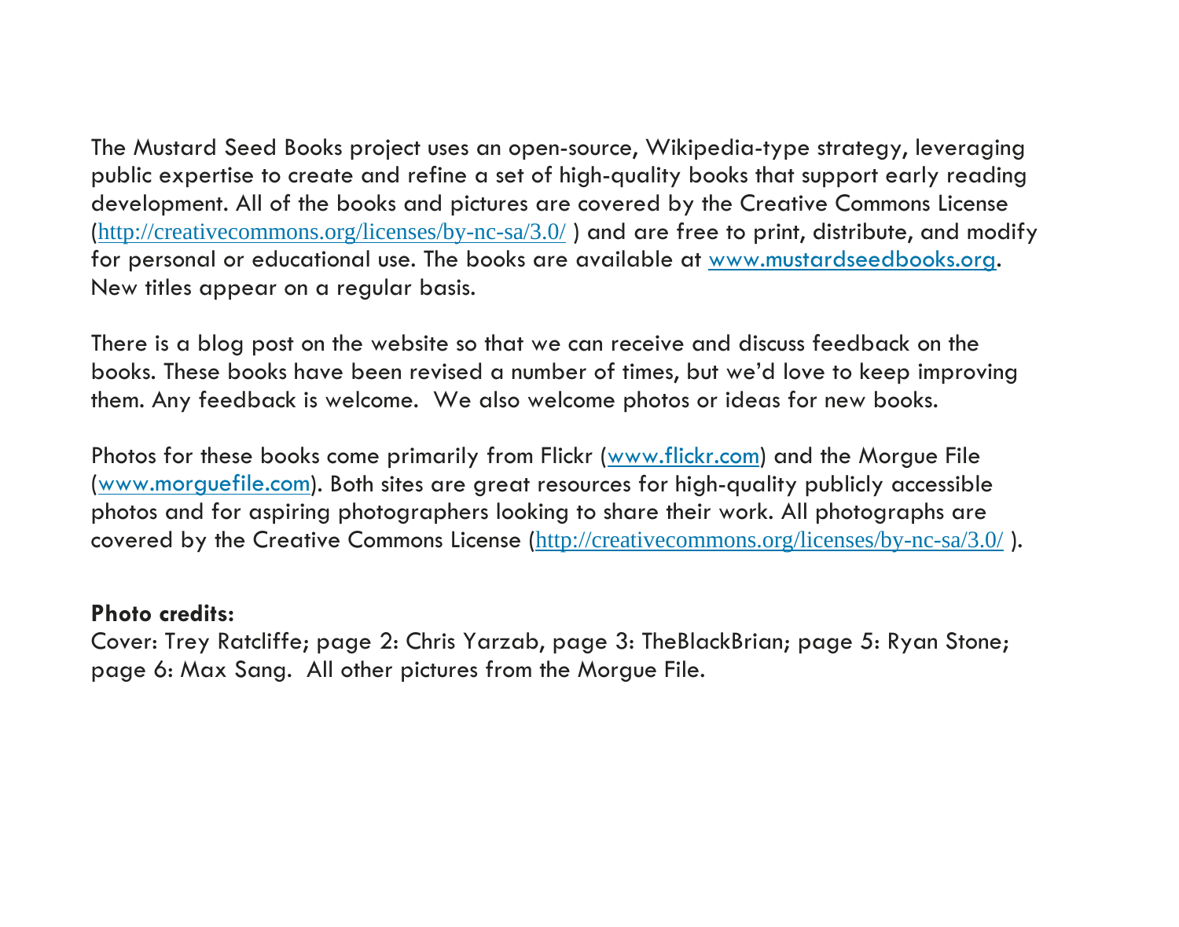The Mustard Seed Books project uses an open-source, Wikipedia-type strategy, leveraging public expertise to create and refine a set of high-quality books that support early reading development. All of the books and pictures are covered by the Creative Commons License (http://creativecommons.org/licenses/by-nc-sa/3.0/ ) and are free to print, distribute, and modify for personal or educational use. The books are available at www.mustardseedbooks.org. New titles appear on a regular basis.

There is a blog post on the website so that we can receive and discuss feedback on the books. These books have been revised a number of times, but we'd love to keep improving them. Any feedback is welcome. We also welcome photos or ideas for new books.

Photos for these books come primarily from Flickr (www.flickr.com) and the Morgue File (www.morguefile.com). Both sites are great resources for high-quality publicly accessible photos and for aspiring photographers looking to share their work. All photographs are covered by the Creative Commons License (http://creativecommons.org/licenses/by-nc-sa/3.0/ ).

**Photo credits:**
Cover: Trey Ratcliffe; page 2: Chris Yarzab, page 3: TheBlackBrian; page 5: Ryan Stone; page 6: Max Sang. All other pictures from the Morgue File.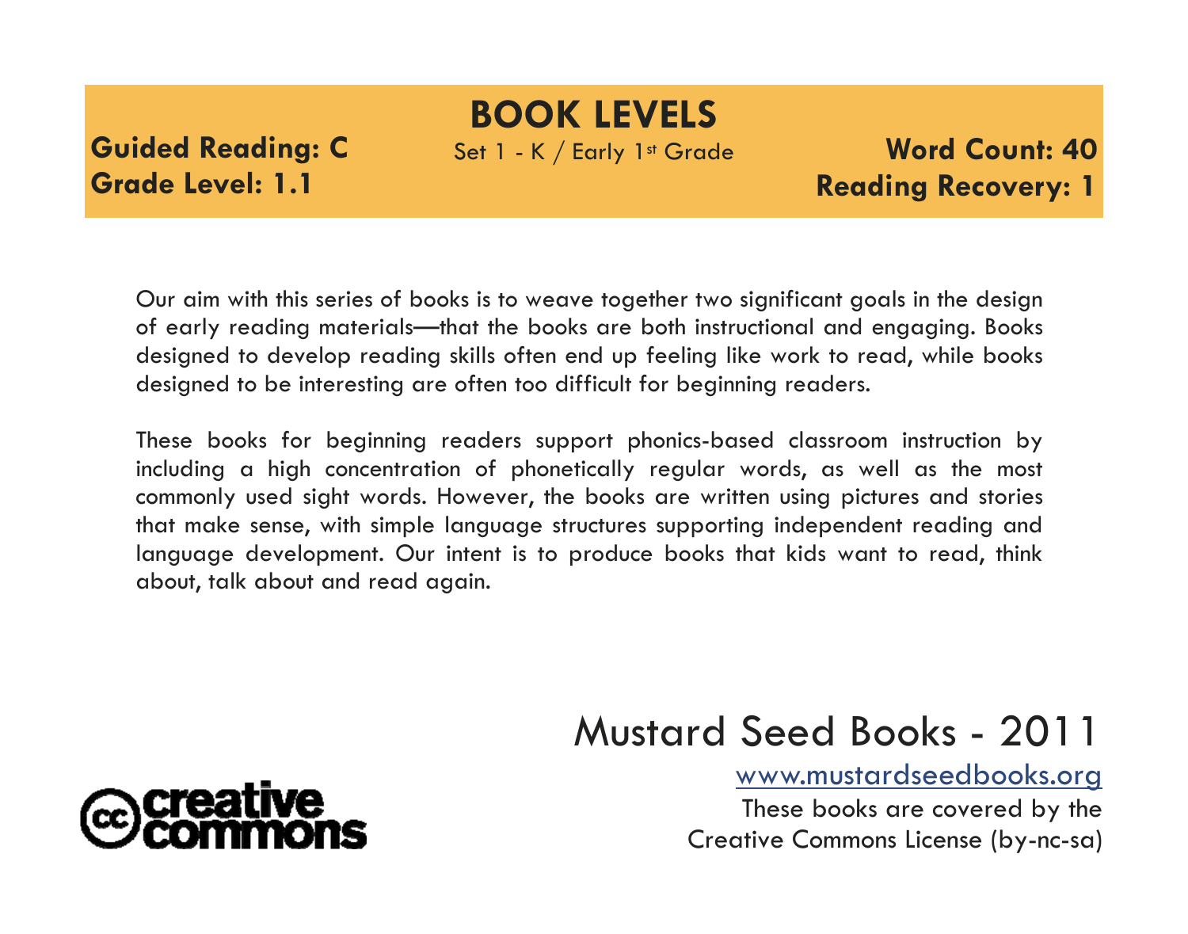# BOOK LEVELS

Set 1 - K / Early 1st Grade

**Guided Reading: C**
**Grade Level: 1.1**

**Word Count: 40**
**Reading Recovery: 1**

Our aim with this series of books is to weave together two significant goals in the design of early reading materials—that the books are both instructional and engaging. Books designed to develop reading skills often end up feeling like work to read, while books designed to be interesting are often too difficult for beginning readers.

These books for beginning readers support phonics-based classroom instruction by including a high concentration of phonetically regular words, as well as the most commonly used sight words. However, the books are written using pictures and stories that make sense, with simple language structures supporting independent reading and language development. Our intent is to produce books that kids want to read, think about, talk about and read again.

creative commons

Mustard Seed Books - 2011

www.mustardseedbooks.org

These books are covered by the Creative Commons License (by-nc-sa)